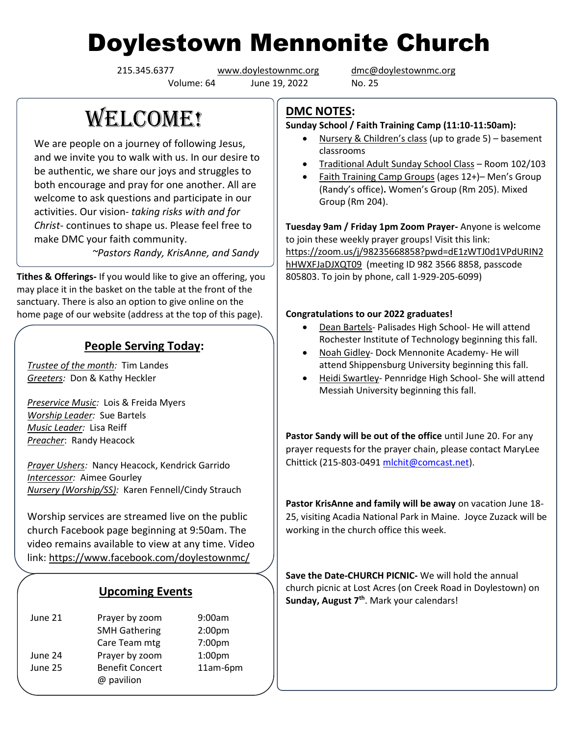# Doylestown Mennonite Church

215.345.6377 www.doylestownmc.org dmc@doylestownmc.org

Volume: 64 June 19, 2022 No. 25

## WELCOME!

We are people on a journey of following Jesus, and we invite you to walk with us. In our desire to be authentic, we share our joys and struggles to both encourage and pray for one another. All are welcome to ask questions and participate in our activities. Our vision- *taking risks with and for Christ*- continues to shape us. Please feel free to make DMC your faith community.

*~Pastors Randy, KrisAnne, and Sandy*

**Tithes & Offerings-** If you would like to give an offering, you may place it in the basket on the table at the front of the sanctuary. There is also an option to give online on the home page of our website (address at the top of this page).

## People Serving Today:

*Trustee of the month:* Tim Landes
*Greeters:* Don & Kathy Heckler

*Preservice Music:* Lois & Freida Myers
*Worship Leader:* Sue Bartels
*Music Leader:* Lisa Reiff
*Preacher*: Randy Heacock

*Prayer Ushers:* Nancy Heacock, Kendrick Garrido
*Intercessor:* Aimee Gourley
*Nursery (Worship/SS):* Karen Fennell/Cindy Strauch

Worship services are streamed live on the public church Facebook page beginning at 9:50am. The video remains available to view at any time. Video link: https://www.facebook.com/doylestownmc/

## Upcoming Events

| | | |
|---|---|---|
| June 21 | Prayer by zoom | 9:00am |
| | SMH Gathering | 2:00pm |
| | Care Team mtg | 7:00pm |
| June 24 | Prayer by zoom | 1:00pm |
| June 25 | Benefit Concert @ pavilion | 11am-6pm |

## DMC NOTES:

**Sunday School / Faith Training Camp (11:10-11:50am):**

- Nursery & Children's class (up to grade 5) – basement classrooms
- Traditional Adult Sunday School Class – Room 102/103
- Faith Training Camp Groups (ages 12+)– Men's Group (Randy's office). Women's Group (Rm 205). Mixed Group (Rm 204).

**Tuesday 9am / Friday 1pm Zoom Prayer-** Anyone is welcome to join these weekly prayer groups! Visit this link: https://zoom.us/j/98235668858?pwd=dE1zWTJ0d1VPdURIN2hHWXFJaDJXQT09 (meeting ID 982 3566 8858, passcode 805803. To join by phone, call 1-929-205-6099)

**Congratulations to our 2022 graduates!**

- Dean Bartels- Palisades High School- He will attend Rochester Institute of Technology beginning this fall.
- Noah Gidley- Dock Mennonite Academy- He will attend Shippensburg University beginning this fall.
- Heidi Swartley- Pennridge High School- She will attend Messiah University beginning this fall.

**Pastor Sandy will be out of the office** until June 20. For any prayer requests for the prayer chain, please contact MaryLee Chittick (215-803-0491 mlchit@comcast.net).

**Pastor KrisAnne and family will be away** on vacation June 18-25, visiting Acadia National Park in Maine. Joyce Zuzack will be working in the church office this week.

**Save the Date-CHURCH PICNIC-** We will hold the annual church picnic at Lost Acres (on Creek Road in Doylestown) on **Sunday, August 7th**. Mark your calendars!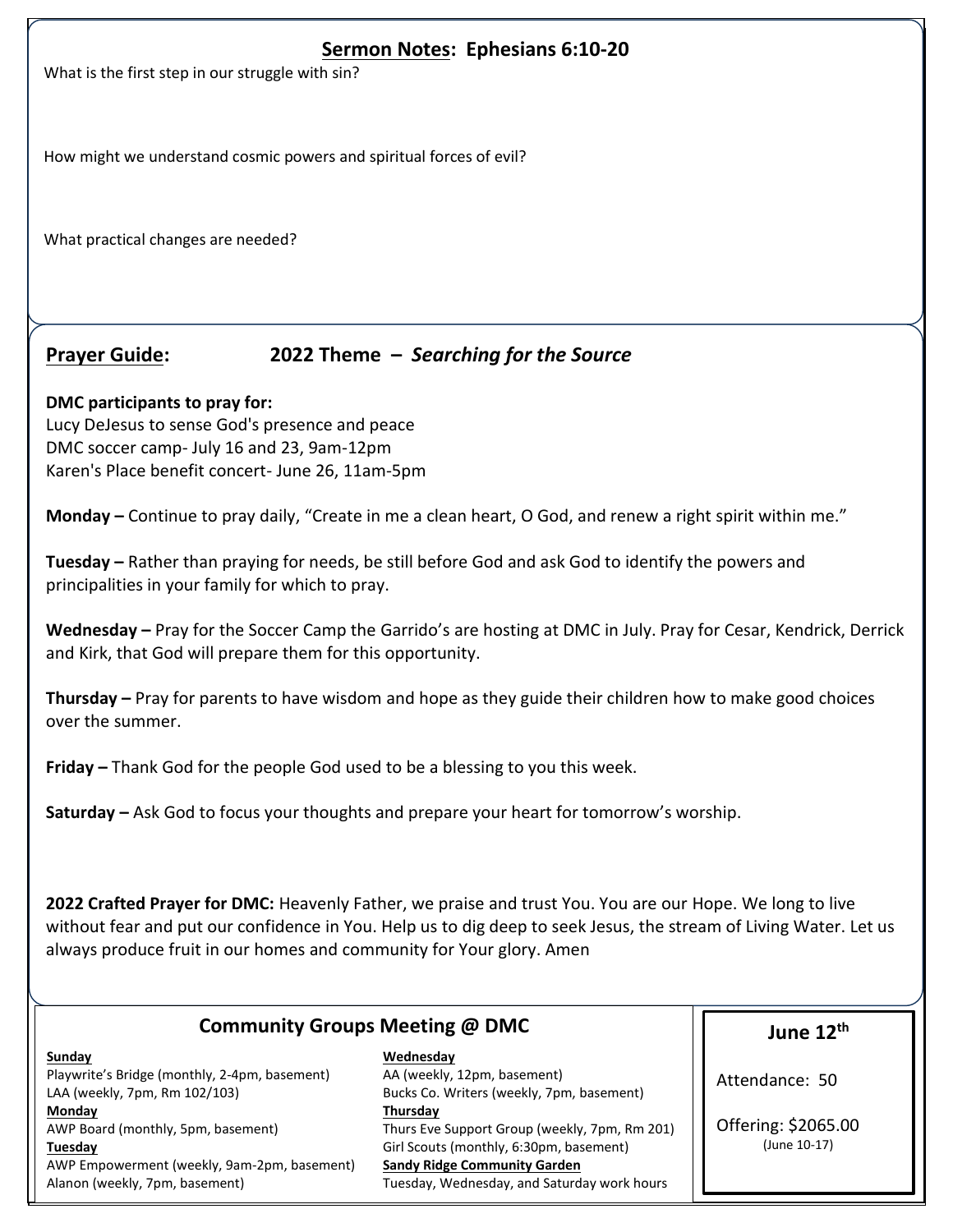## **Sermon Notes: Ephesians 6:10-20**

What is the first step in our struggle with sin?

How might we understand cosmic powers and spiritual forces of evil?

What practical changes are needed?

## **Prayer Guide:** 2022 Theme – *Searching for the Source*

**DMC participants to pray for:**
Lucy DeJesus to sense God's presence and peace
DMC soccer camp- July 16 and 23, 9am-12pm
Karen's Place benefit concert- June 26, 11am-5pm

**Monday –** Continue to pray daily, "Create in me a clean heart, O God, and renew a right spirit within me."

**Tuesday –** Rather than praying for needs, be still before God and ask God to identify the powers and principalities in your family for which to pray.

**Wednesday –** Pray for the Soccer Camp the Garrido's are hosting at DMC in July. Pray for Cesar, Kendrick, Derrick and Kirk, that God will prepare them for this opportunity.

**Thursday –** Pray for parents to have wisdom and hope as they guide their children how to make good choices over the summer.

**Friday –** Thank God for the people God used to be a blessing to you this week.

**Saturday –** Ask God to focus your thoughts and prepare your heart for tomorrow's worship.

**2022 Crafted Prayer for DMC:** Heavenly Father, we praise and trust You. You are our Hope. We long to live without fear and put our confidence in You. Help us to dig deep to seek Jesus, the stream of Living Water. Let us always produce fruit in our homes and community for Your glory. Amen

## **Community Groups Meeting @ DMC**

**Sunday**
Playwrite's Bridge (monthly, 2-4pm, basement)
LAA (weekly, 7pm, Rm 102/103)

**Monday**
AWP Board (monthly, 5pm, basement)

**Tuesday**
AWP Empowerment (weekly, 9am-2pm, basement)
Alanon (weekly, 7pm, basement)

**Wednesday**
AA (weekly, 12pm, basement)
Bucks Co. Writers (weekly, 7pm, basement)

**Thursday**
Thurs Eve Support Group (weekly, 7pm, Rm 201)
Girl Scouts (monthly, 6:30pm, basement)

**Sandy Ridge Community Garden**
Tuesday, Wednesday, and Saturday work hours

**June 12th**

Attendance: 50

Offering: $2065.00
(June 10-17)